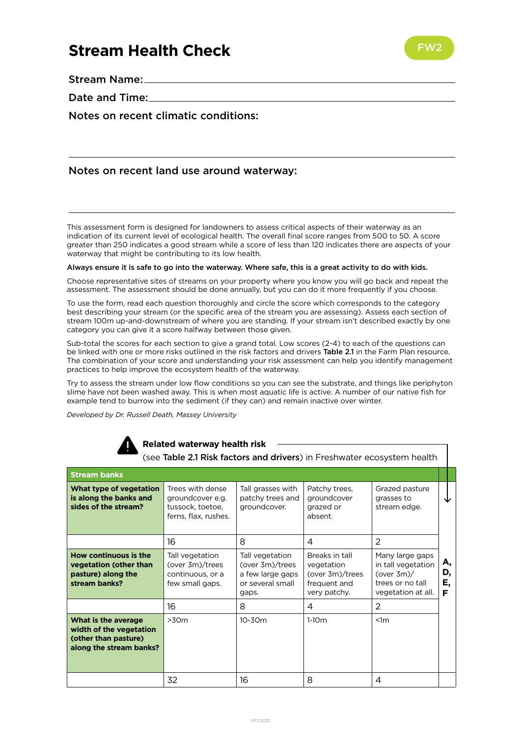# Stream Health Check

FW2

**Stream Name:** ______________________________

**Date and Time:** ______________________________

**Notes on recent climatic conditions:**

---

**Notes on recent land use around waterway:**

---

This assessment form is designed for landowners to assess critical aspects of their waterway as an indication of its current level of ecological health. The overall final score ranges from 500 to 50. A score greater than 250 indicates a good stream while a score of less than 120 indicates there are aspects of your waterway that might be contributing to its low health.

**Always ensure it is safe to go into the waterway. Where safe, this is a great activity to do with kids.**

Choose representative sites of streams on your property where you know you will go back and repeat the assessment. The assessment should be done annually, but you can do it more frequently if you choose.

To use the form, read each question thoroughly and circle the score which corresponds to the category best describing your stream (or the specific area of the stream you are assessing). Assess each section of stream 100m up-and-downstream of where you are standing. If your stream isn't described exactly by one category you can give it a score halfway between those given.

Sub-total the scores for each section to give a grand total. Low scores (2-4) to each of the questions can be linked with one or more risks outlined in the risk factors and drivers **Table 2.1** in the Farm Plan resource. The combination of your score and understanding your risk assessment can help you identify management practices to help improve the ecosystem health of the waterway.

Try to assess the stream under low flow conditions so you can see the substrate, and things like periphyton slime have not been washed away. This is when most aquatic life is active. A number of our native fish for example tend to burrow into the sediment (if they can) and remain inactive over winter.

*Developed by Dr. Russell Death, Massey University*

**Related waterway health risk** (see **Table 2.1 Risk factors and drivers**) in Freshwater ecosystem health

| **Stream banks** | | | | | |
|---|---|---|---|---|---|
| **What type of vegetation is along the banks and sides of the stream?** | Trees with dense groundcover e.g. tussock, toetoe, ferns, flax, rushes. | Tall grasses with patchy trees and groundcover. | Patchy trees, groundcover grazed or absent. | Grazed pasture grasses to stream edge. | A, D, E, F |
| | 16 | 8 | 4 | 2 | |
| **How continuous is the vegetation (other than pasture) along the stream banks?** | Tall vegetation (over 3m)/trees continuous, or a few small gaps. | Tall vegetation (over 3m)/trees a few large gaps or several small gaps. | Breaks in tall vegetation (over 3m)/trees frequent and very patchy. | Many large gaps in tall vegetation (over 3m)/ trees or no tall vegetation at all. | |
| | 16 | 8 | 4 | 2 | |
| **What is the average width of the vegetation (other than pasture) along the stream banks?** | >30m | 10-30m | 1-10m | <1m | |
| | 32 | 16 | 8 | 4 | |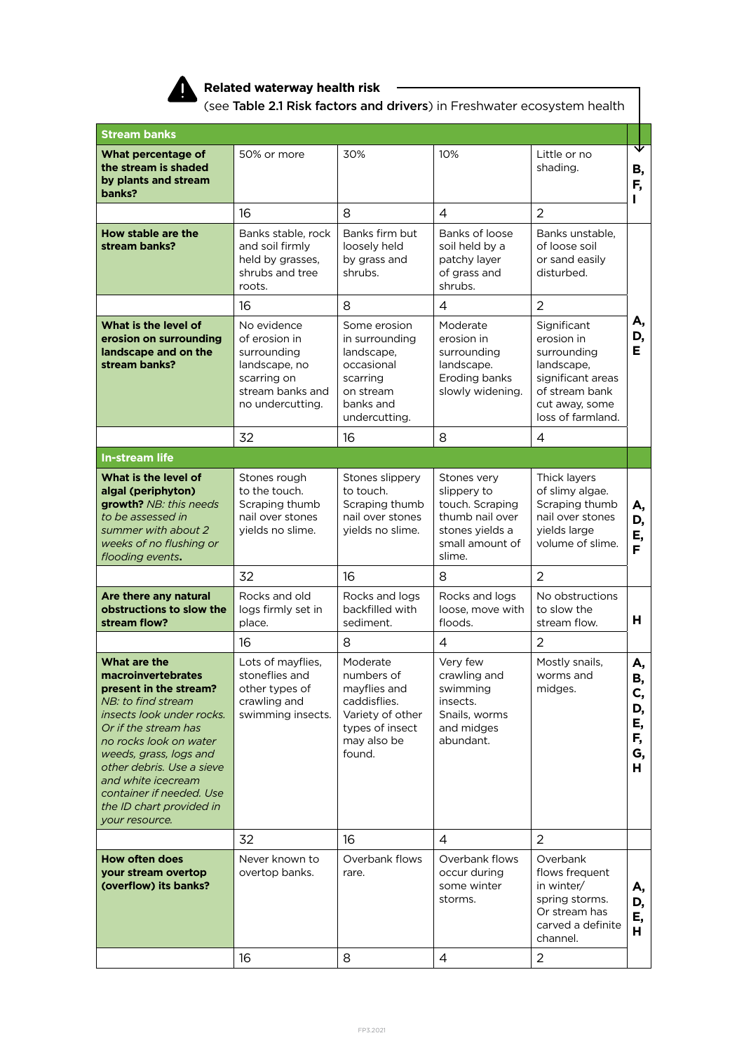**Related waterway health risk** (see **Table 2.1 Risk factors and drivers**) in Freshwater ecosystem health

| **Stream banks** | | | | | |
|---|---|---|---|---|---|
| **What percentage of the stream is shaded by plants and stream banks?** | 50% or more | 30% | 10% | Little or no shading. | **B, F, I** |
| | 16 | 8 | 4 | 2 | |
| **How stable are the stream banks?** | Banks stable, rock and soil firmly held by grasses, shrubs and tree roots. | Banks firm but loosely held by grass and shrubs. | Banks of loose soil held by a patchy layer of grass and shrubs. | Banks unstable, of loose soil or sand easily disturbed. | **A, D, E** |
| | 16 | 8 | 4 | 2 | |
| **What is the level of erosion on surrounding landscape and on the stream banks?** | No evidence of erosion in surrounding landscape, no scarring on stream banks and no undercutting. | Some erosion in surrounding landscape, occasional scarring on stream banks and undercutting. | Moderate erosion in surrounding landscape. Eroding banks slowly widening. | Significant erosion in surrounding landscape, significant areas of stream bank cut away, some loss of farmland. | |
| | 32 | 16 | 8 | 4 | |
| **In-stream life** | | | | | |
| **What is the level of algal (periphyton) growth?** *NB: this needs to be assessed in summer with about 2 weeks of no flushing or flooding events***.** | Stones rough to the touch. Scraping thumb nail over stones yields no slime. | Stones slippery to touch. Scraping thumb nail over stones yields no slime. | Stones very slippery to touch. Scraping thumb nail over stones yields a small amount of slime. | Thick layers of slimy algae. Scraping thumb nail over stones yields large volume of slime. | **A, D, E, F** |
| | 32 | 16 | 8 | 2 | |
| **Are there any natural obstructions to slow the stream flow?** | Rocks and old logs firmly set in place. | Rocks and logs backfilled with sediment. | Rocks and logs loose, move with floods. | No obstructions to slow the stream flow. | **H** |
| | 16 | 8 | 4 | 2 | |
| **What are the macroinvertebrates present in the stream?** *NB: to find stream insects look under rocks. Or if the stream has no rocks look on water weeds, grass, logs and other debris. Use a sieve and white icecream container if needed. Use the ID chart provided in your resource.* | Lots of mayflies, stoneflies and other types of crawling and swimming insects. | Moderate numbers of mayflies and caddisflies. Variety of other types of insect may also be found. | Very few crawling and swimming insects. Snails, worms and midges abundant. | Mostly snails, worms and midges. | **A, B, C, D, E, F, G, H** |
| | 32 | 16 | 4 | 2 | |
| **How often does your stream overtop (overflow) its banks?** | Never known to overtop banks. | Overbank flows rare. | Overbank flows occur during some winter storms. | Overbank flows frequent in winter/ spring storms. Or stream has carved a definite channel. | **A, D, E, H** |
| | 16 | 8 | 4 | 2 | |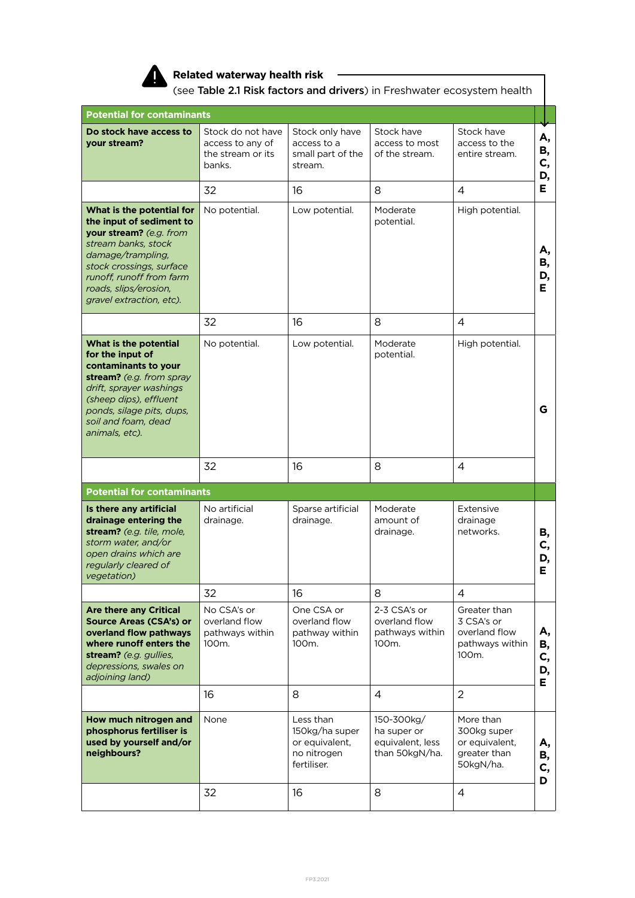**Related waterway health risk**
(see **Table 2.1 Risk factors and drivers**) in Freshwater ecosystem health

| **Potential for contaminants** | | | | | |
|---|---|---|---|---|---|
| **Do stock have access to your stream?** | Stock do not have access to any of the stream or its banks. | Stock only have access to a small part of the stream. | Stock have access to most of the stream. | Stock have access to the entire stream. | **A, B, C, D, E** |
| | 32 | 16 | 8 | 4 | |
| **What is the potential for the input of sediment to your stream?** *(e.g. from stream banks, stock damage/trampling, stock crossings, surface runoff, runoff from farm roads, slips/erosion, gravel extraction, etc).* | No potential. | Low potential. | Moderate potential. | High potential. | **A, B, D, E** |
| | 32 | 16 | 8 | 4 | |
| **What is the potential for the input of contaminants to your stream?** *(e.g. from spray drift, sprayer washings (sheep dips), effluent ponds, silage pits, dups, soil and foam, dead animals, etc).* | No potential. | Low potential. | Moderate potential. | High potential. | **G** |
| | 32 | 16 | 8 | 4 | |
| **Potential for contaminants** | | | | | |
| **Is there any artificial drainage entering the stream?** *(e.g. tile, mole, storm water, and/or open drains which are regularly cleared of vegetation)* | No artificial drainage. | Sparse artificial drainage. | Moderate amount of drainage. | Extensive drainage networks. | **B, C, D, E** |
| | 32 | 16 | 8 | 4 | |
| **Are there any Critical Source Areas (CSA's) or overland flow pathways where runoff enters the stream?** *(e.g. gullies, depressions, swales on adjoining land)* | No CSA's or overland flow pathways within 100m. | One CSA or overland flow pathway within 100m. | 2-3 CSA's or overland flow pathways within 100m. | Greater than 3 CSA's or overland flow pathways within 100m. | **A, B, C, D, E** |
| | 16 | 8 | 4 | 2 | |
| **How much nitrogen and phosphorus fertiliser is used by yourself and/or neighbours?** | None | Less than 150kg/ha super or equivalent, no nitrogen fertiliser. | 150-300kg/ha super or equivalent, less than 50kgN/ha. | More than 300kg super or equivalent, greater than 50kgN/ha. | **A, B, C, D** |
| | 32 | 16 | 8 | 4 | |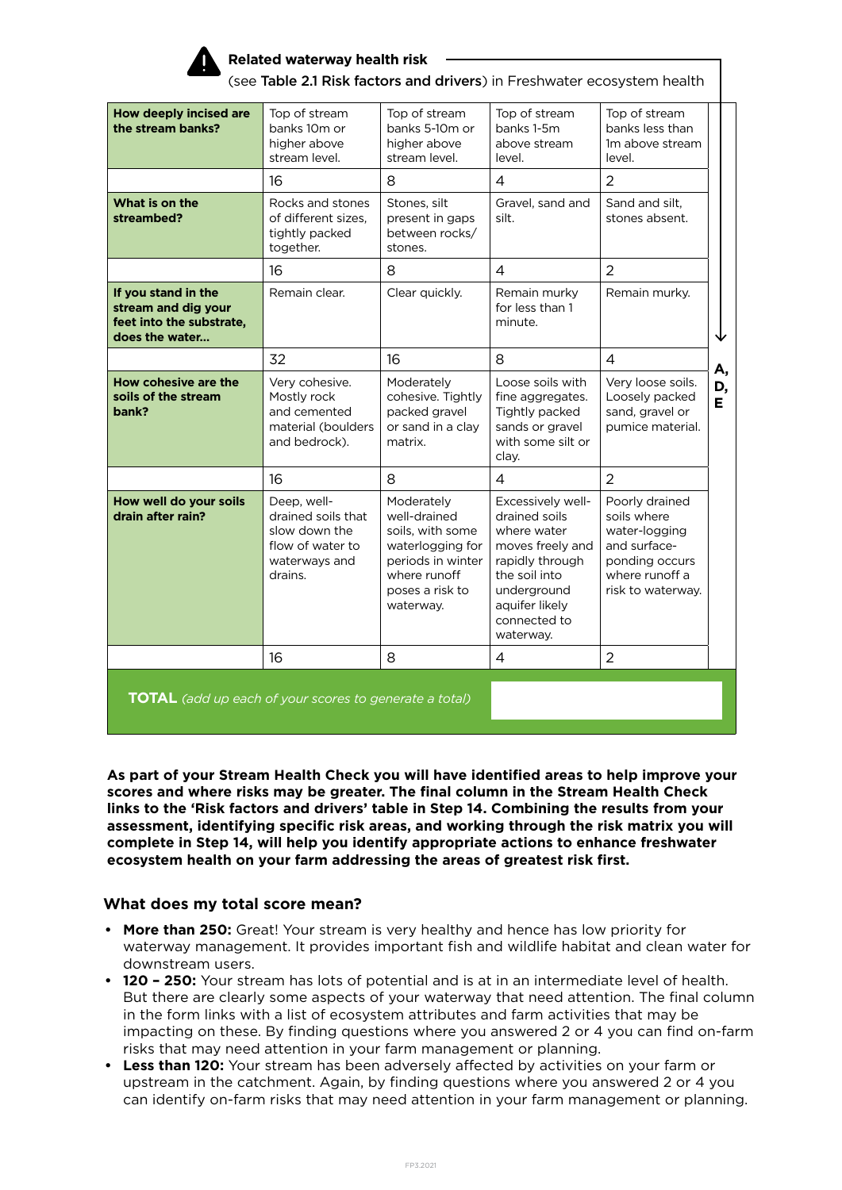**Related waterway health risk** (see **Table 2.1 Risk factors and drivers**) in Freshwater ecosystem health

| | | | | | |
|---|---|---|---|---|---|
| **How deeply incised are the stream banks?** | Top of stream banks 10m or higher above stream level. | Top of stream banks 5-10m or higher above stream level. | Top of stream banks 1-5m above stream level. | Top of stream banks less than 1m above stream level. | A, D, E |
| | 16 | 8 | 4 | 2 | |
| **What is on the streambed?** | Rocks and stones of different sizes, tightly packed together. | Stones, silt present in gaps between rocks/ stones. | Gravel, sand and silt. | Sand and silt, stones absent. | |
| | 16 | 8 | 4 | 2 | |
| **If you stand in the stream and dig your feet into the substrate, does the water...** | Remain clear. | Clear quickly. | Remain murky for less than 1 minute. | Remain murky. | |
| | 32 | 16 | 8 | 4 | |
| **How cohesive are the soils of the stream bank?** | Very cohesive. Mostly rock and cemented material (boulders and bedrock). | Moderately cohesive. Tightly packed gravel or sand in a clay matrix. | Loose soils with fine aggregates. Tightly packed sands or gravel with some silt or clay. | Very loose soils. Loosely packed sand, gravel or pumice material. | |
| | 16 | 8 | 4 | 2 | |
| **How well do your soils drain after rain?** | Deep, well-drained soils that slow down the flow of water to waterways and drains. | Moderately well-drained soils, with some waterlogging for periods in winter where runoff poses a risk to waterway. | Excessively well-drained soils where water moves freely and rapidly through the soil into underground aquifer likely connected to waterway. | Poorly drained soils where water-logging and surface-ponding occurs where runoff a risk to waterway. | |
| | 16 | 8 | 4 | 2 | |
| **TOTAL** *(add up each of your scores to generate a total)* | | | | | |

**As part of your Stream Health Check you will have identified areas to help improve your scores and where risks may be greater. The final column in the Stream Health Check links to the 'Risk factors and drivers' table in Step 14. Combining the results from your assessment, identifying specific risk areas, and working through the risk matrix you will complete in Step 14, will help you identify appropriate actions to enhance freshwater ecosystem health on your farm addressing the areas of greatest risk first.**

### What does my total score mean?

- **More than 250:** Great! Your stream is very healthy and hence has low priority for waterway management. It provides important fish and wildlife habitat and clean water for downstream users.
- **120 – 250:** Your stream has lots of potential and is at in an intermediate level of health. But there are clearly some aspects of your waterway that need attention. The final column in the form links with a list of ecosystem attributes and farm activities that may be impacting on these. By finding questions where you answered 2 or 4 you can find on-farm risks that may need attention in your farm management or planning.
- **Less than 120:** Your stream has been adversely affected by activities on your farm or upstream in the catchment. Again, by finding questions where you answered 2 or 4 you can identify on-farm risks that may need attention in your farm management or planning.